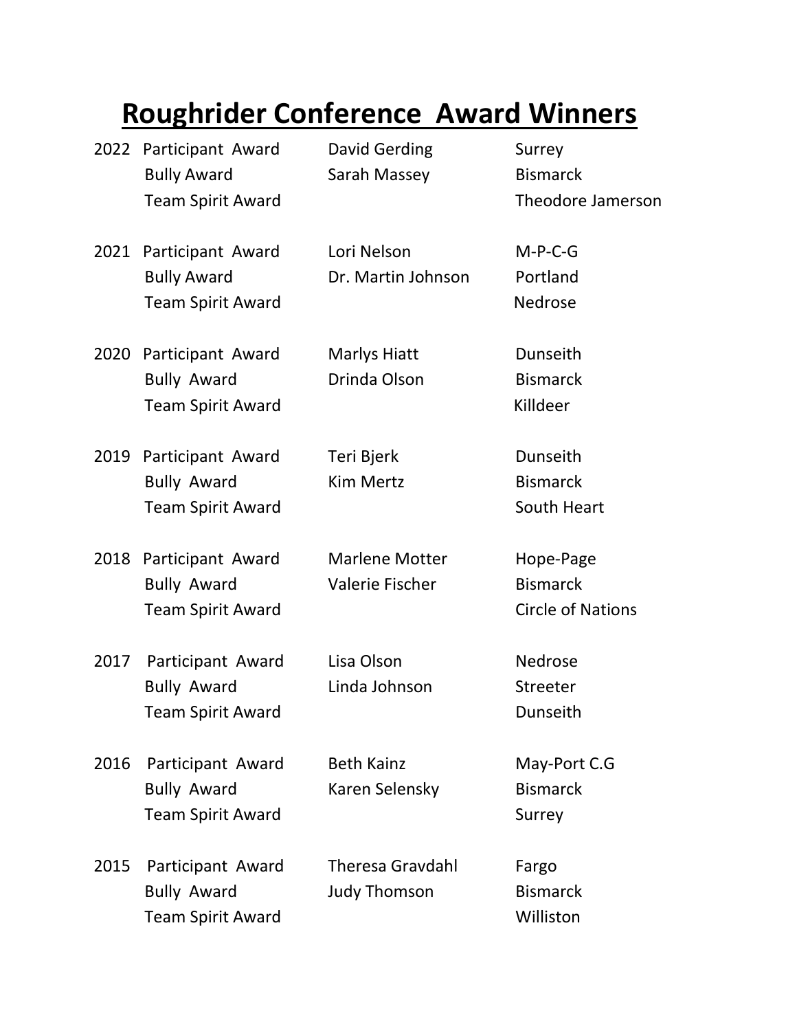# Roughrider Conference Award Winners

| Year | Award | Name | Location |
| --- | --- | --- | --- |
| 2022 | Participant Award | David Gerding | Surrey |
| | Bully Award | Sarah Massey | Bismarck |
| | Team Spirit Award | | Theodore Jamerson |
| 2021 | Participant Award | Lori Nelson | M-P-C-G |
| | Bully Award | Dr. Martin Johnson | Portland |
| | Team Spirit Award | | Nedrose |
| 2020 | Participant Award | Marlys Hiatt | Dunseith |
| | Bully Award | Drinda Olson | Bismarck |
| | Team Spirit Award | | Killdeer |
| 2019 | Participant Award | Teri Bjerk | Dunseith |
| | Bully Award | Kim Mertz | Bismarck |
| | Team Spirit Award | | South Heart |
| 2018 | Participant Award | Marlene Motter | Hope-Page |
| | Bully Award | Valerie Fischer | Bismarck |
| | Team Spirit Award | | Circle of Nations |
| 2017 | Participant Award | Lisa Olson | Nedrose |
| | Bully Award | Linda Johnson | Streeter |
| | Team Spirit Award | | Dunseith |
| 2016 | Participant Award | Beth Kainz | May-Port C.G |
| | Bully Award | Karen Selensky | Bismarck |
| | Team Spirit Award | | Surrey |
| 2015 | Participant Award | Theresa Gravdahl | Fargo |
| | Bully Award | Judy Thomson | Bismarck |
| | Team Spirit Award | | Williston |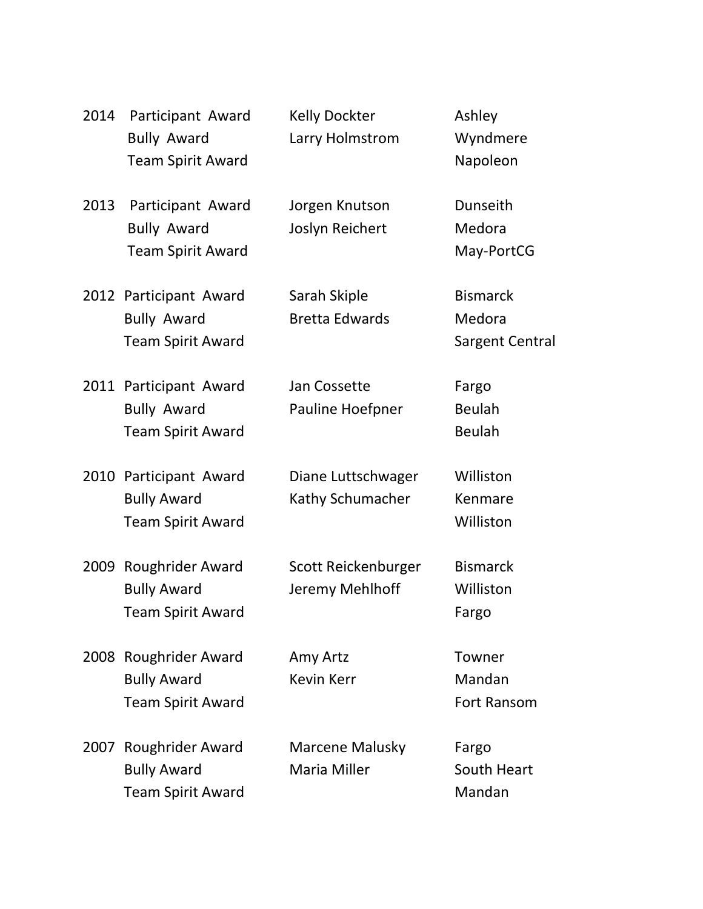| Year | Award | Name | Location |
|---|---|---|---|
| 2014 | Participant Award | Kelly Dockter | Ashley |
| | Bully Award | Larry Holmstrom | Wyndmere |
| | Team Spirit Award | | Napoleon |
| 2013 | Participant Award | Jorgen Knutson | Dunseith |
| | Bully Award | Joslyn Reichert | Medora |
| | Team Spirit Award | | May-PortCG |
| 2012 | Participant Award | Sarah Skiple | Bismarck |
| | Bully Award | Bretta Edwards | Medora |
| | Team Spirit Award | | Sargent Central |
| 2011 | Participant Award | Jan Cossette | Fargo |
| | Bully Award | Pauline Hoefpner | Beulah |
| | Team Spirit Award | | Beulah |
| 2010 | Participant Award | Diane Luttschwager | Williston |
| | Bully Award | Kathy Schumacher | Kenmare |
| | Team Spirit Award | | Williston |
| 2009 | Roughrider Award | Scott Reickenburger | Bismarck |
| | Bully Award | Jeremy Mehlhoff | Williston |
| | Team Spirit Award | | Fargo |
| 2008 | Roughrider Award | Amy Artz | Towner |
| | Bully Award | Kevin Kerr | Mandan |
| | Team Spirit Award | | Fort Ransom |
| 2007 | Roughrider Award | Marcene Malusky | Fargo |
| | Bully Award | Maria Miller | South Heart |
| | Team Spirit Award | | Mandan |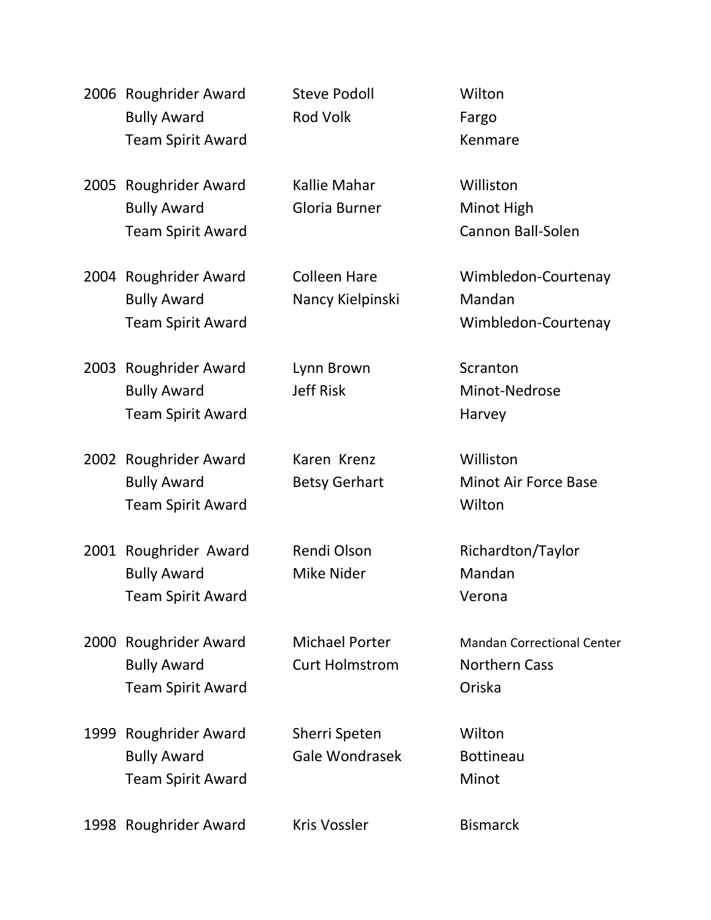| | | | |
|---|---|---|---|
| 2006 | Roughrider Award | Steve Podoll | Wilton |
| | Bully Award | Rod Volk | Fargo |
| | Team Spirit Award | | Kenmare |
| 2005 | Roughrider Award | Kallie Mahar | Williston |
| | Bully Award | Gloria Burner | Minot High |
| | Team Spirit Award | | Cannon Ball-Solen |
| 2004 | Roughrider Award | Colleen Hare | Wimbledon-Courtenay |
| | Bully Award | Nancy Kielpinski | Mandan |
| | Team Spirit Award | | Wimbledon-Courtenay |
| 2003 | Roughrider Award | Lynn Brown | Scranton |
| | Bully Award | Jeff Risk | Minot-Nedrose |
| | Team Spirit Award | | Harvey |
| 2002 | Roughrider Award | Karen Krenz | Williston |
| | Bully Award | Betsy Gerhart | Minot Air Force Base |
| | Team Spirit Award | | Wilton |
| 2001 | Roughrider Award | Rendi Olson | Richardton/Taylor |
| | Bully Award | Mike Nider | Mandan |
| | Team Spirit Award | | Verona |
| 2000 | Roughrider Award | Michael Porter | Mandan Correctional Center |
| | Bully Award | Curt Holmstrom | Northern Cass |
| | Team Spirit Award | | Oriska |
| 1999 | Roughrider Award | Sherri Speten | Wilton |
| | Bully Award | Gale Wondrasek | Bottineau |
| | Team Spirit Award | | Minot |
| 1998 | Roughrider Award | Kris Vossler | Bismarck |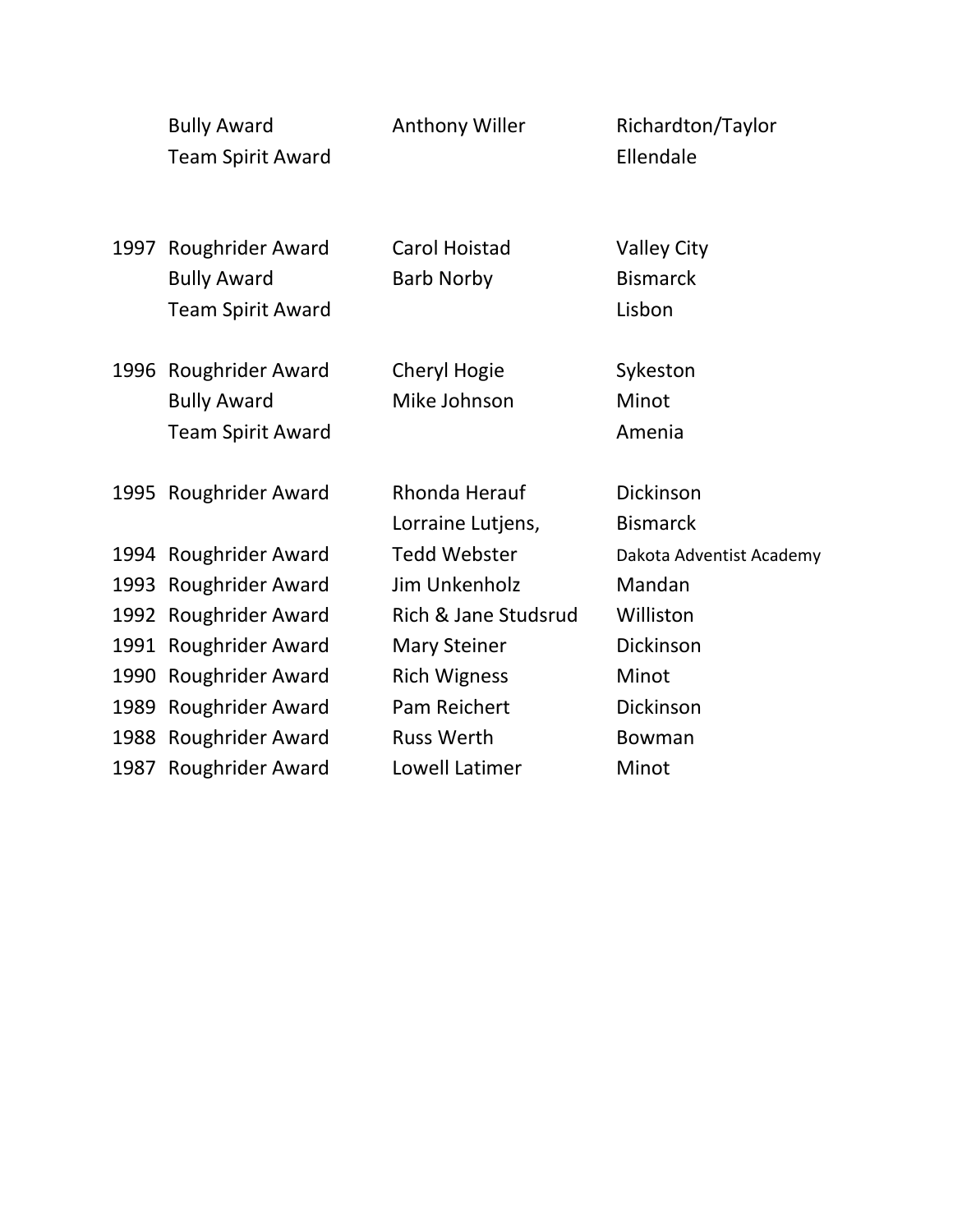| | | | |
|---|---|---|---|
| | Bully Award | Anthony Willer | Richardton/Taylor |
| | Team Spirit Award | | Ellendale |
| | | | |
| 1997 | Roughrider Award | Carol Hoistad | Valley City |
| | Bully Award | Barb Norby | Bismarck |
| | Team Spirit Award | | Lisbon |
| | | | |
| 1996 | Roughrider Award | Cheryl Hogie | Sykeston |
| | Bully Award | Mike Johnson | Minot |
| | Team Spirit Award | | Amenia |
| | | | |
| 1995 | Roughrider Award | Rhonda Herauf | Dickinson |
| | | Lorraine Lutjens, | Bismarck |
| 1994 | Roughrider Award | Tedd Webster | Dakota Adventist Academy |
| 1993 | Roughrider Award | Jim Unkenholz | Mandan |
| 1992 | Roughrider Award | Rich & Jane Studsrud | Williston |
| 1991 | Roughrider Award | Mary Steiner | Dickinson |
| 1990 | Roughrider Award | Rich Wigness | Minot |
| 1989 | Roughrider Award | Pam Reichert | Dickinson |
| 1988 | Roughrider Award | Russ Werth | Bowman |
| 1987 | Roughrider Award | Lowell Latimer | Minot |